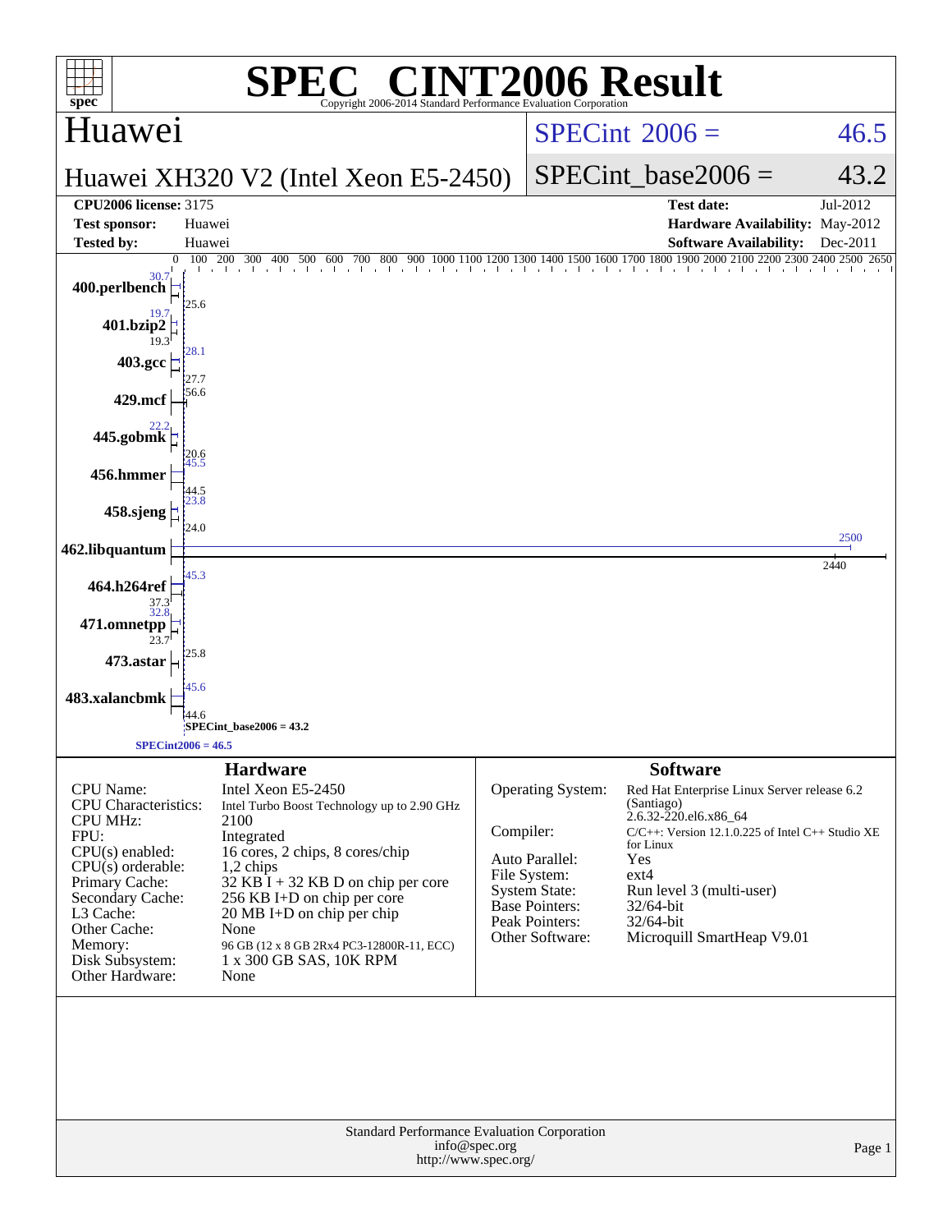# SPEC® CINT2006 Result

Copyright 2006-2014 Standard Performance Evaluation Corporation

## Huawei

**Huawei XH320 V2 (Intel Xeon E5-2450)**

SPECint 2006 = 46.5

SPECint_base2006 = 43.2

| | | | |
|---|---|---|---|
| **CPU2006 license:** 3175 | | **Test date:** | Jul-2012 |
| **Test sponsor:** | Huawei | **Hardware Availability:** | May-2012 |
| **Tested by:** | Huawei | **Software Availability:** | Dec-2011 |

| Benchmark | Peak | Base |
|---|---|---|
| 400.perlbench | 30.7 | 25.6 |
| 401.bzip2 | 19.7 | 19.3 |
| 403.gcc | 28.1 | 27.7 |
| 429.mcf | 56.6 | 56.6 |
| 445.gobmk | 22.2 | 20.6 |
| 456.hmmer | 45.5 | 44.5 |
| 458.sjeng | 23.8 | 24.0 |
| 462.libquantum | 2500 | 2440 |
| 464.h264ref | 45.3 | 37.3 |
| 471.omnetpp | 32.8 | 23.7 |
| 473.astar | 25.8 | 25.8 |
| 483.xalancbmk | 45.6 | 44.6 |

SPECint_base2006 = 43.2

SPECint2006 = 46.5

## Hardware

| | |
|---|---|
| CPU Name: | Intel Xeon E5-2450 |
| CPU Characteristics: | Intel Turbo Boost Technology up to 2.90 GHz |
| CPU MHz: | 2100 |
| FPU: | Integrated |
| CPU(s) enabled: | 16 cores, 2 chips, 8 cores/chip |
| CPU(s) orderable: | 1,2 chips |
| Primary Cache: | 32 KB I + 32 KB D on chip per core |
| Secondary Cache: | 256 KB I+D on chip per core |
| L3 Cache: | 20 MB I+D on chip per chip |
| Other Cache: | None |
| Memory: | 96 GB (12 x 8 GB 2Rx4 PC3-12800R-11, ECC) |
| Disk Subsystem: | 1 x 300 GB SAS, 10K RPM |
| Other Hardware: | None |

## Software

| | |
|---|---|
| Operating System: | Red Hat Enterprise Linux Server release 6.2 (Santiago) 2.6.32-220.el6.x86_64 |
| Compiler: | C/C++: Version 12.1.0.225 of Intel C++ Studio XE for Linux |
| Auto Parallel: | Yes |
| File System: | ext4 |
| System State: | Run level 3 (multi-user) |
| Base Pointers: | 32/64-bit |
| Peak Pointers: | 32/64-bit |
| Other Software: | Microquill SmartHeap V9.01 |

Standard Performance Evaluation Corporation
info@spec.org
http://www.spec.org/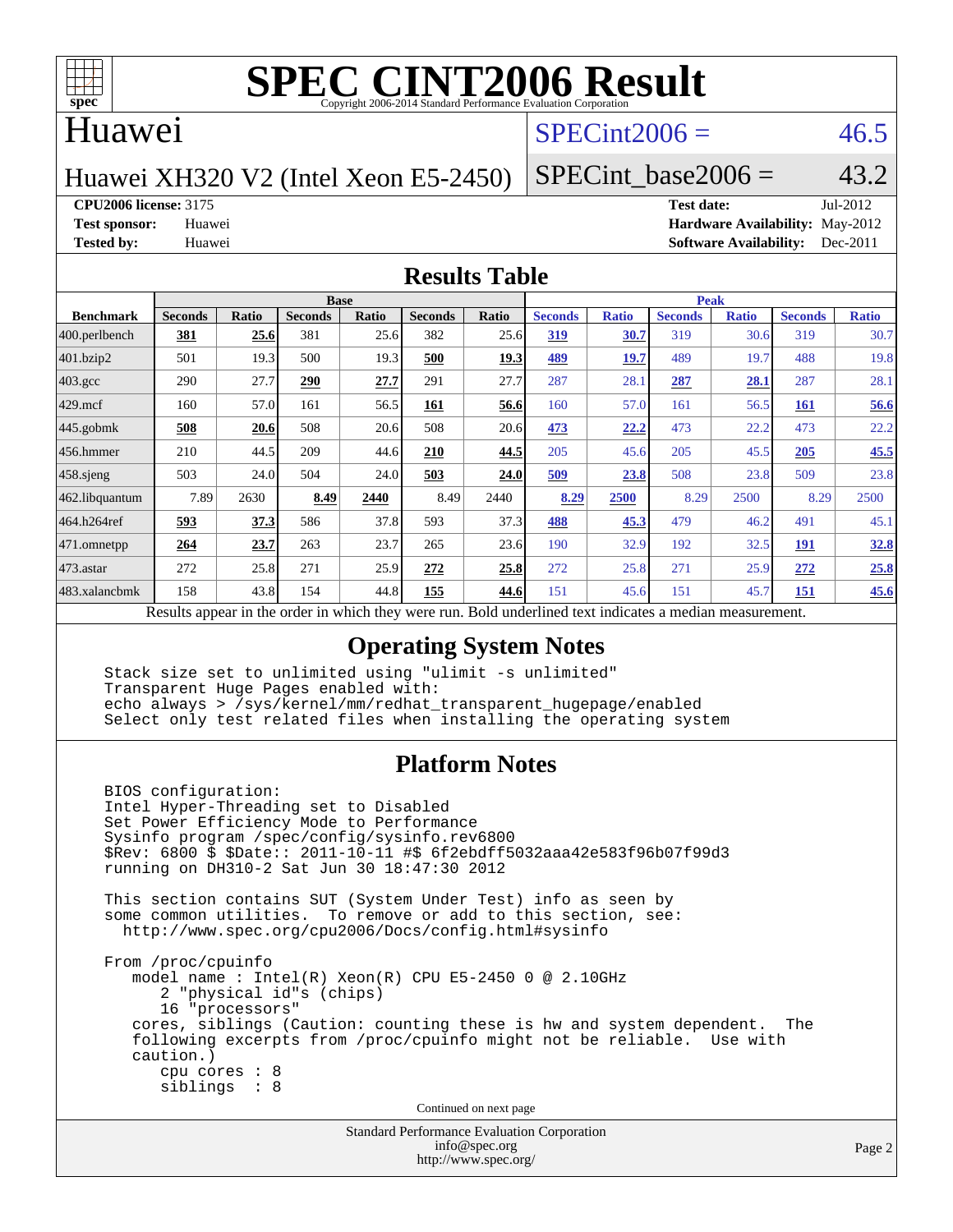# SPEC CINT2006 Result

Copyright 2006-2014 Standard Performance Evaluation Corporation

## Huawei

Huawei XH320 V2 (Intel Xeon E5-2450)

SPECint2006 = 46.5

SPECint_base2006 = 43.2

**CPU2006 license:** 3175
**Test sponsor:** Huawei
**Tested by:** Huawei

**Test date:** Jul-2012
**Hardware Availability:** May-2012
**Software Availability:** Dec-2011

## Results Table

| Benchmark | Base | | | | | | Peak | | | | | |
|---|---|---|---|---|---|---|---|---|---|---|---|---|
| | Seconds | Ratio | Seconds | Ratio | Seconds | Ratio | Seconds | Ratio | Seconds | Ratio | Seconds | Ratio |
| 400.perlbench | **381** | **25.6** | 381 | 25.6 | 382 | 25.6 | **319** | **30.7** | 319 | 30.6 | 319 | 30.7 |
| 401.bzip2 | 501 | 19.3 | 500 | 19.3 | **500** | **19.3** | **489** | **19.7** | 489 | 19.7 | 488 | 19.8 |
| 403.gcc | 290 | 27.7 | **290** | **27.7** | 291 | 27.7 | 287 | 28.1 | **287** | **28.1** | 287 | 28.1 |
| 429.mcf | 160 | 57.0 | 161 | 56.5 | **161** | **56.6** | 160 | 57.0 | 161 | 56.5 | **161** | **56.6** |
| 445.gobmk | **508** | **20.6** | 508 | 20.6 | 508 | 20.6 | **473** | **22.2** | 473 | 22.2 | 473 | 22.2 |
| 456.hmmer | 210 | 44.5 | 209 | 44.6 | **210** | **44.5** | 205 | 45.6 | 205 | 45.5 | **205** | **45.5** |
| 458.sjeng | 503 | 24.0 | 504 | 24.0 | **503** | **24.0** | **509** | **23.8** | 508 | 23.8 | 509 | 23.8 |
| 462.libquantum | 7.89 | 2630 | **8.49** | **2440** | 8.49 | 2440 | **8.29** | **2500** | 8.29 | 2500 | 8.29 | 2500 |
| 464.h264ref | **593** | **37.3** | 586 | 37.8 | 593 | 37.3 | **488** | **45.3** | 479 | 46.2 | 491 | 45.1 |
| 471.omnetpp | **264** | **23.7** | 263 | 23.7 | 265 | 23.6 | 190 | 32.9 | 192 | 32.5 | **191** | **32.8** |
| 473.astar | 272 | 25.8 | 271 | 25.9 | **272** | **25.8** | 272 | 25.8 | 271 | 25.9 | **272** | **25.8** |
| 483.xalancbmk | 158 | 43.8 | 154 | 44.8 | **155** | **44.6** | 151 | 45.6 | 151 | 45.7 | **151** | **45.6** |

Results appear in the order in which they were run. Bold underlined text indicates a median measurement.

## Operating System Notes

```
Stack size set to unlimited using "ulimit -s unlimited"
Transparent Huge Pages enabled with:
echo always > /sys/kernel/mm/redhat_transparent_hugepage/enabled
Select only test related files when installing the operating system
```

## Platform Notes

```
BIOS configuration:
Intel Hyper-Threading set to Disabled
Set Power Efficiency Mode to Performance
Sysinfo program /spec/config/sysinfo.rev6800
$Rev: 6800 $ $Date:: 2011-10-11 #$ 6f2ebdff5032aaa42e583f96b07f99d3
running on DH310-2 Sat Jun 30 18:47:30 2012

This section contains SUT (System Under Test) info as seen by
some common utilities.  To remove or add to this section, see:
  http://www.spec.org/cpu2006/Docs/config.html#sysinfo

From /proc/cpuinfo
   model name : Intel(R) Xeon(R) CPU E5-2450 0 @ 2.10GHz
      2 "physical id"s (chips)
      16 "processors"
   cores, siblings (Caution: counting these is hw and system dependent.  The
   following excerpts from /proc/cpuinfo might not be reliable.  Use with
   caution.)
      cpu cores : 8
      siblings  : 8
```

Continued on next page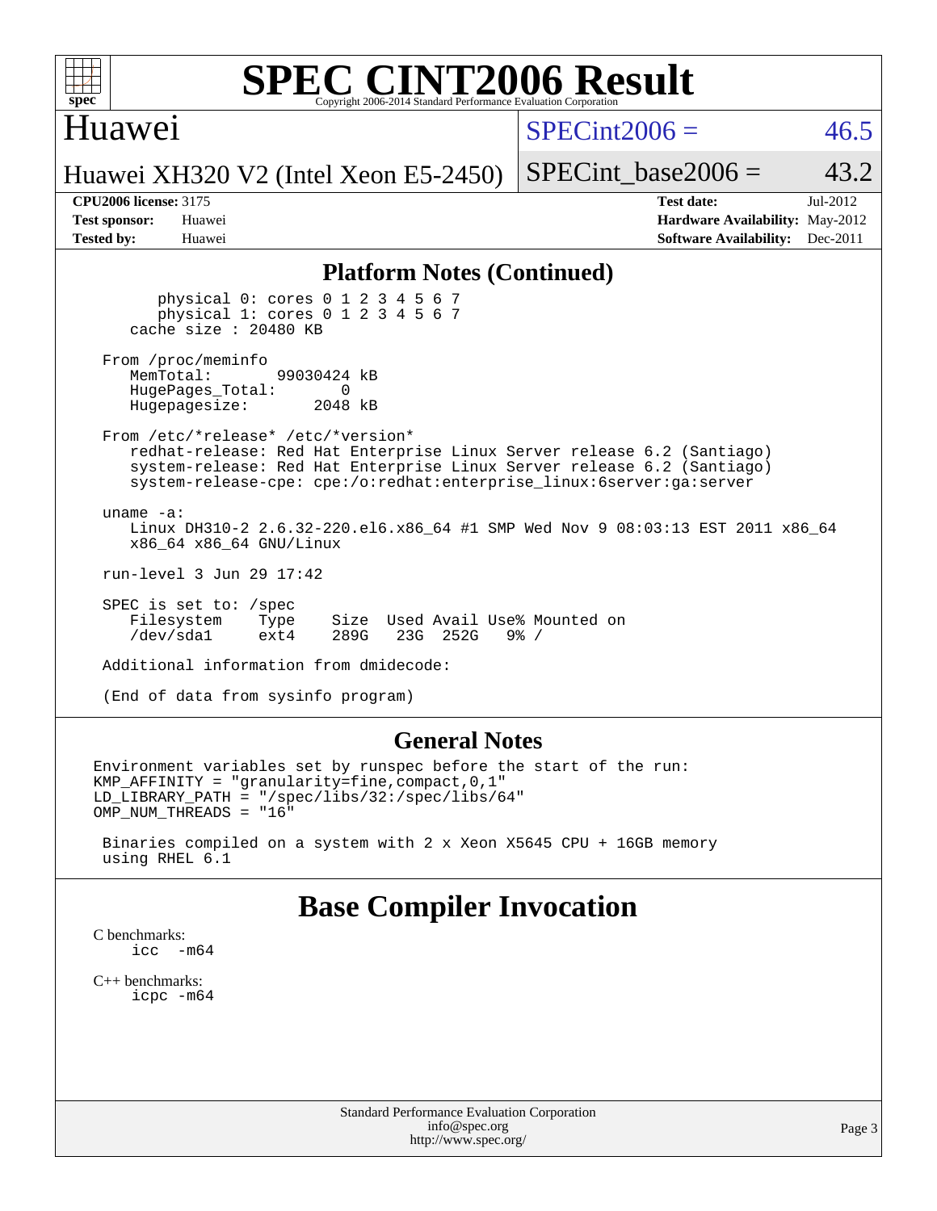# SPEC CINT2006 Result

Copyright 2006-2014 Standard Performance Evaluation Corporation

## Huawei

Huawei XH320 V2 (Intel Xeon E5-2450)

SPECint2006 = 46.5

SPECint_base2006 = 43.2

**CPU2006 license:** 3175
**Test sponsor:** Huawei
**Tested by:** Huawei

**Test date:** Jul-2012
**Hardware Availability:** May-2012
**Software Availability:** Dec-2011

## Platform Notes (Continued)

```
        physical 0: cores 0 1 2 3 4 5 6 7
        physical 1: cores 0 1 2 3 4 5 6 7
    cache size : 20480 KB

 From /proc/meminfo
    MemTotal:       99030424 kB
    HugePages_Total:       0
    Hugepagesize:       2048 kB

 From /etc/*release* /etc/*version*
    redhat-release: Red Hat Enterprise Linux Server release 6.2 (Santiago)
    system-release: Red Hat Enterprise Linux Server release 6.2 (Santiago)
    system-release-cpe: cpe:/o:redhat:enterprise_linux:6server:ga:server

 uname -a:
    Linux DH310-2 2.6.32-220.el6.x86_64 #1 SMP Wed Nov 9 08:03:13 EST 2011 x86_64
    x86_64 x86_64 GNU/Linux

 run-level 3 Jun 29 17:42

 SPEC is set to: /spec
    Filesystem    Type    Size  Used Avail Use% Mounted on
    /dev/sda1     ext4    289G   23G  252G   9% /

 Additional information from dmidecode:

 (End of data from sysinfo program)
```

## General Notes

```
Environment variables set by runspec before the start of the run:
KMP_AFFINITY = "granularity=fine,compact,0,1"
LD_LIBRARY_PATH = "/spec/libs/32:/spec/libs/64"
OMP_NUM_THREADS = "16"

 Binaries compiled on a system with 2 x Xeon X5645 CPU + 16GB memory
 using RHEL 6.1
```

# Base Compiler Invocation

C benchmarks:
    icc -m64

C++ benchmarks:
    icpc -m64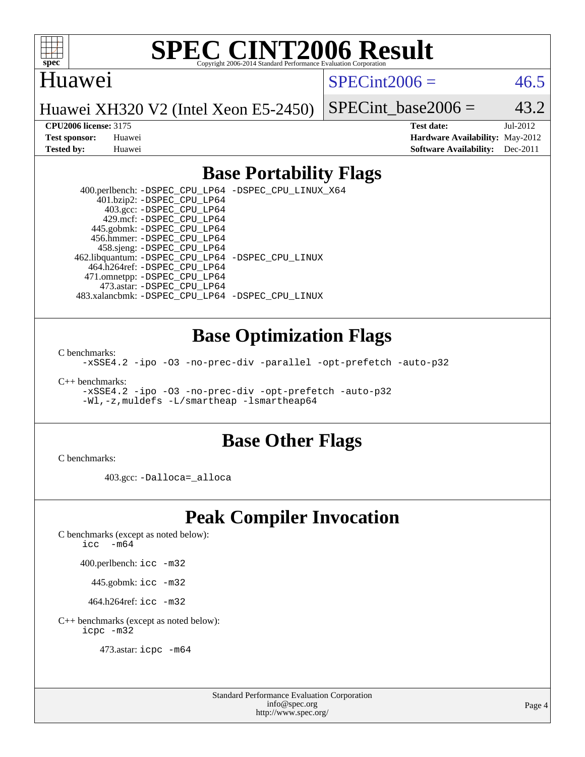# SPEC CINT2006 Result

Copyright 2006-2014 Standard Performance Evaluation Corporation

**Huawei**

**Huawei XH320 V2 (Intel Xeon E5-2450)**

SPECint2006 = 46.5

SPECint_base2006 = 43.2

| | | | |
|---|---|---|---|
| **CPU2006 license:** 3175 | | **Test date:** | Jul-2012 |
| **Test sponsor:** | Huawei | **Hardware Availability:** | May-2012 |
| **Tested by:** | Huawei | **Software Availability:** | Dec-2011 |

## Base Portability Flags

400.perlbench: `-DSPEC_CPU_LP64 -DSPEC_CPU_LINUX_X64`
401.bzip2: `-DSPEC_CPU_LP64`
403.gcc: `-DSPEC_CPU_LP64`
429.mcf: `-DSPEC_CPU_LP64`
445.gobmk: `-DSPEC_CPU_LP64`
456.hmmer: `-DSPEC_CPU_LP64`
458.sjeng: `-DSPEC_CPU_LP64`
462.libquantum: `-DSPEC_CPU_LP64 -DSPEC_CPU_LINUX`
464.h264ref: `-DSPEC_CPU_LP64`
471.omnetpp: `-DSPEC_CPU_LP64`
473.astar: `-DSPEC_CPU_LP64`
483.xalancbmk: `-DSPEC_CPU_LP64 -DSPEC_CPU_LINUX`

## Base Optimization Flags

C benchmarks:

`-xSSE4.2 -ipo -O3 -no-prec-div -parallel -opt-prefetch -auto-p32`

C++ benchmarks:

`-xSSE4.2 -ipo -O3 -no-prec-div -opt-prefetch -auto-p32`
`-Wl,-z,muldefs -L/smartheap -lsmartheap64`

## Base Other Flags

C benchmarks:

403.gcc: `-Dalloca=_alloca`

## Peak Compiler Invocation

C benchmarks (except as noted below):

`icc -m64`

400.perlbench: `icc -m32`

445.gobmk: `icc -m32`

464.h264ref: `icc -m32`

C++ benchmarks (except as noted below):

`icpc -m32`

473.astar: `icpc -m64`

Standard Performance Evaluation Corporation
info@spec.org
http://www.spec.org/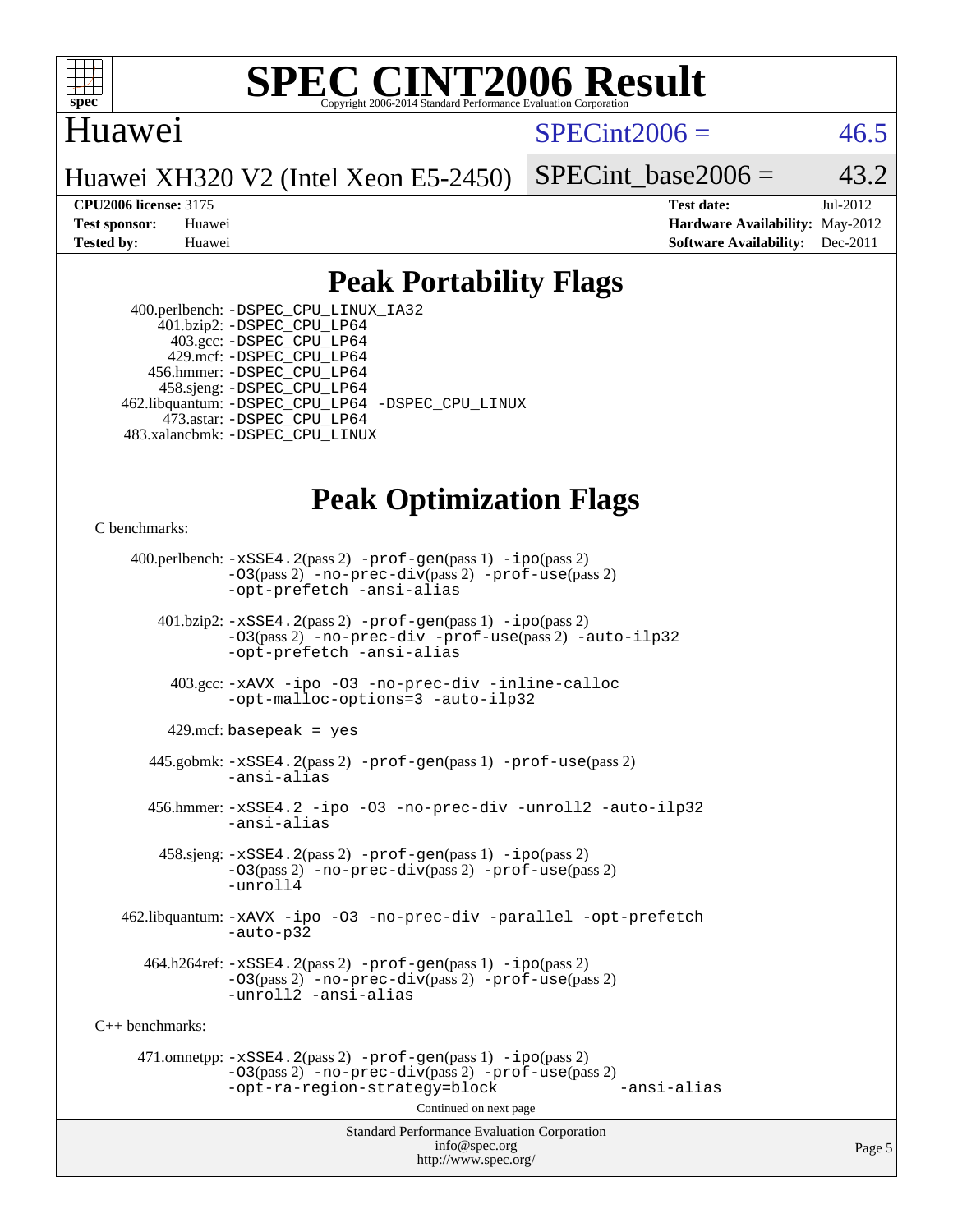# SPEC CINT2006 Result

Copyright 2006-2014 Standard Performance Evaluation Corporation

## Huawei

Huawei XH320 V2 (Intel Xeon E5-2450)

SPECint2006 = 46.5

SPECint_base2006 = 43.2

**CPU2006 license:** 3175
**Test sponsor:** Huawei
**Tested by:** Huawei

**Test date:** Jul-2012
**Hardware Availability:** May-2012
**Software Availability:** Dec-2011

## Peak Portability Flags

400.perlbench: -DSPEC_CPU_LINUX_IA32
401.bzip2: -DSPEC_CPU_LP64
403.gcc: -DSPEC_CPU_LP64
429.mcf: -DSPEC_CPU_LP64
456.hmmer: -DSPEC_CPU_LP64
458.sjeng: -DSPEC_CPU_LP64
462.libquantum: -DSPEC_CPU_LP64 -DSPEC_CPU_LINUX
473.astar: -DSPEC_CPU_LP64
483.xalancbmk: -DSPEC_CPU_LINUX

## Peak Optimization Flags

C benchmarks:

400.perlbench: -xSSE4.2(pass 2) -prof-gen(pass 1) -ipo(pass 2) -O3(pass 2) -no-prec-div(pass 2) -prof-use(pass 2) -opt-prefetch -ansi-alias

401.bzip2: -xSSE4.2(pass 2) -prof-gen(pass 1) -ipo(pass 2) -O3(pass 2) -no-prec-div -prof-use(pass 2) -auto-ilp32 -opt-prefetch -ansi-alias

403.gcc: -xAVX -ipo -O3 -no-prec-div -inline-calloc -opt-malloc-options=3 -auto-ilp32

429.mcf: basepeak = yes

445.gobmk: -xSSE4.2(pass 2) -prof-gen(pass 1) -prof-use(pass 2) -ansi-alias

456.hmmer: -xSSE4.2 -ipo -O3 -no-prec-div -unroll2 -auto-ilp32 -ansi-alias

458.sjeng: -xSSE4.2(pass 2) -prof-gen(pass 1) -ipo(pass 2) -O3(pass 2) -no-prec-div(pass 2) -prof-use(pass 2) -unroll4

462.libquantum: -xAVX -ipo -O3 -no-prec-div -parallel -opt-prefetch -auto-p32

464.h264ref: -xSSE4.2(pass 2) -prof-gen(pass 1) -ipo(pass 2) -O3(pass 2) -no-prec-div(pass 2) -prof-use(pass 2) -unroll2 -ansi-alias

C++ benchmarks:

471.omnetpp: -xSSE4.2(pass 2) -prof-gen(pass 1) -ipo(pass 2) -O3(pass 2) -no-prec-div(pass 2) -prof-use(pass 2) -opt-ra-region-strategy=block -ansi-alias

Continued on next page

Standard Performance Evaluation Corporation
info@spec.org
http://www.spec.org/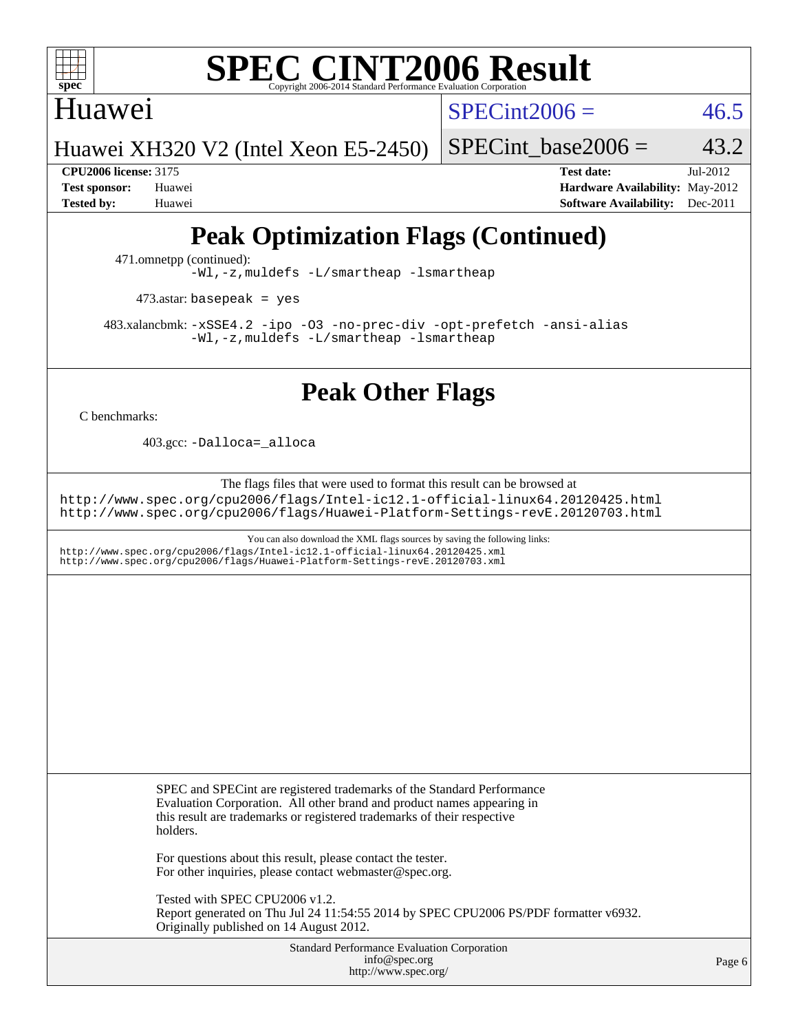# Peak Optimization Flags (Continued)

471.omnetpp (continued):
-Wl,-z,muldefs -L/smartheap -lsmartheap

473.astar: basepeak = yes

483.xalancbmk: -xSSE4.2 -ipo -O3 -no-prec-div -opt-prefetch -ansi-alias
-Wl,-z,muldefs -L/smartheap -lsmartheap

# Peak Other Flags

C benchmarks:

403.gcc: -Dalloca=_alloca

The flags files that were used to format this result can be browsed at
http://www.spec.org/cpu2006/flags/Intel-ic12.1-official-linux64.20120425.html
http://www.spec.org/cpu2006/flags/Huawei-Platform-Settings-revE.20120703.html

You can also download the XML flags sources by saving the following links:
http://www.spec.org/cpu2006/flags/Intel-ic12.1-official-linux64.20120425.xml
http://www.spec.org/cpu2006/flags/Huawei-Platform-Settings-revE.20120703.xml

SPEC and SPECint are registered trademarks of the Standard Performance Evaluation Corporation. All other brand and product names appearing in this result are trademarks or registered trademarks of their respective holders.

For questions about this result, please contact the tester.
For other inquiries, please contact webmaster@spec.org.

Tested with SPEC CPU2006 v1.2.
Report generated on Thu Jul 24 11:54:55 2014 by SPEC CPU2006 PS/PDF formatter v6932.
Originally published on 14 August 2012.